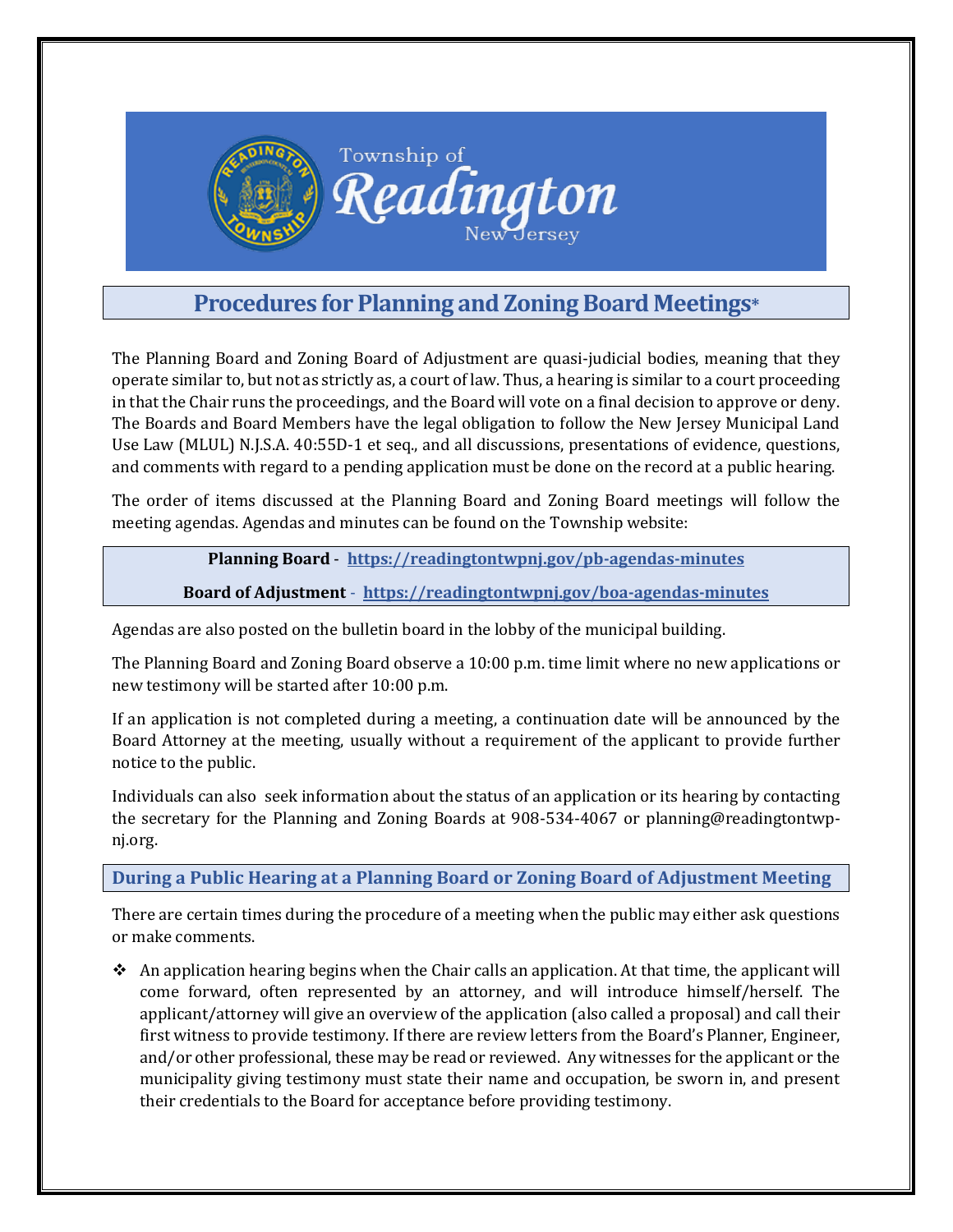Township of Readington New Jersey

## Procedures for Planning and Zoning Board Meetings*

The Planning Board and Zoning Board of Adjustment are quasi-judicial bodies, meaning that they operate similar to, but not as strictly as, a court of law. Thus, a hearing is similar to a court proceeding in that the Chair runs the proceedings, and the Board will vote on a final decision to approve or deny. The Boards and Board Members have the legal obligation to follow the New Jersey Municipal Land Use Law (MLUL) N.J.S.A. 40:55D-1 et seq., and all discussions, presentations of evidence, questions, and comments with regard to a pending application must be done on the record at a public hearing.

The order of items discussed at the Planning Board and Zoning Board meetings will follow the meeting agendas. Agendas and minutes can be found on the Township website:

**Planning Board** - https://readingtontwpnj.gov/pb-agendas-minutes

**Board of Adjustment** - https://readingtontwpnj.gov/boa-agendas-minutes

Agendas are also posted on the bulletin board in the lobby of the municipal building.

The Planning Board and Zoning Board observe a 10:00 p.m. time limit where no new applications or new testimony will be started after 10:00 p.m.

If an application is not completed during a meeting, a continuation date will be announced by the Board Attorney at the meeting, usually without a requirement of the applicant to provide further notice to the public.

Individuals can also seek information about the status of an application or its hearing by contacting the secretary for the Planning and Zoning Boards at 908-534-4067 or planning@readingtontwp-nj.org.

### During a Public Hearing at a Planning Board or Zoning Board of Adjustment Meeting

There are certain times during the procedure of a meeting when the public may either ask questions or make comments.

- An application hearing begins when the Chair calls an application. At that time, the applicant will come forward, often represented by an attorney, and will introduce himself/herself. The applicant/attorney will give an overview of the application (also called a proposal) and call their first witness to provide testimony. If there are review letters from the Board's Planner, Engineer, and/or other professional, these may be read or reviewed. Any witnesses for the applicant or the municipality giving testimony must state their name and occupation, be sworn in, and present their credentials to the Board for acceptance before providing testimony.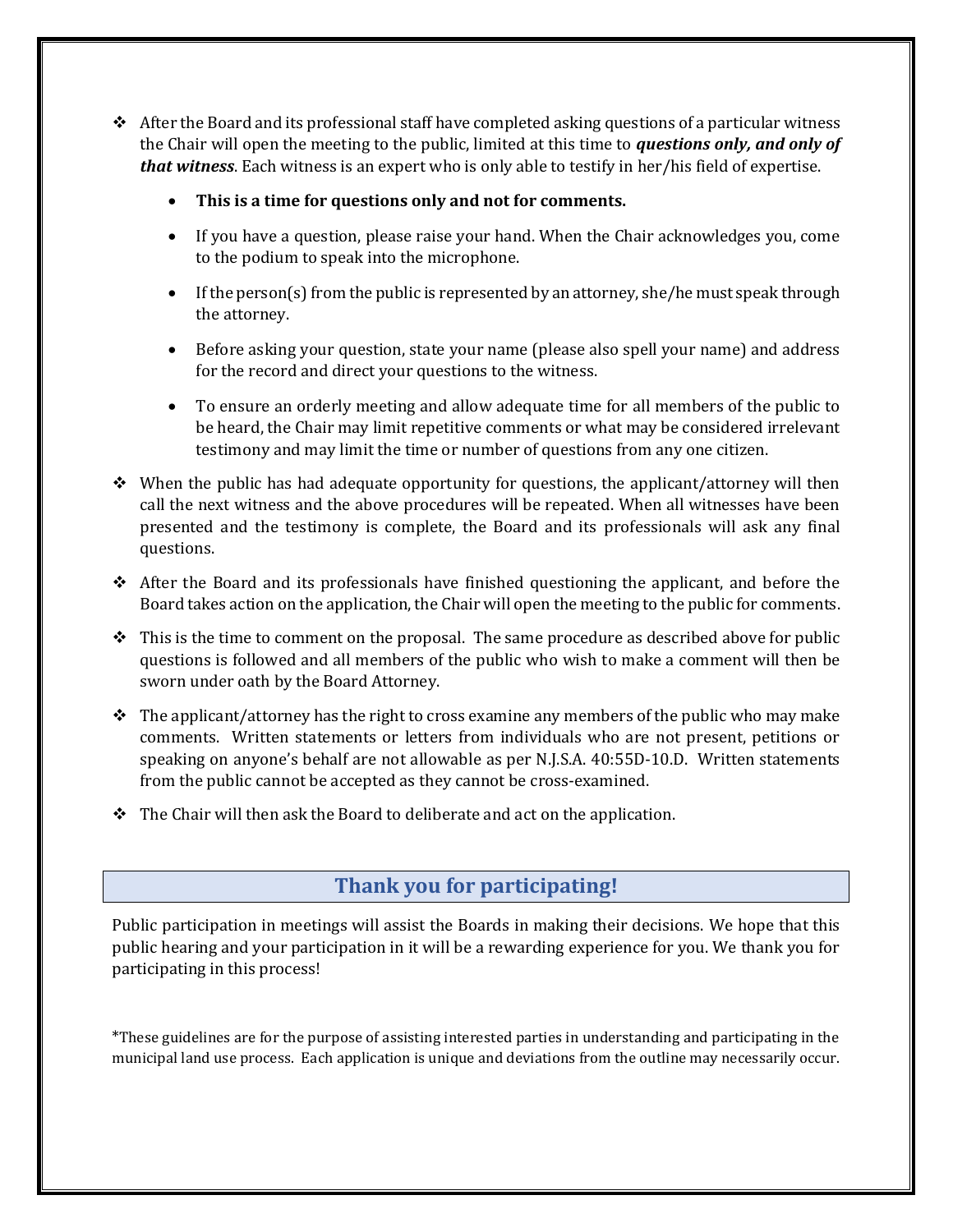- After the Board and its professional staff have completed asking questions of a particular witness the Chair will open the meeting to the public, limited at this time to ***questions only, and only of that witness***. Each witness is an expert who is only able to testify in her/his field of expertise.
    - **This is a time for questions only and not for comments.**
    - If you have a question, please raise your hand. When the Chair acknowledges you, come to the podium to speak into the microphone.
    - If the person(s) from the public is represented by an attorney, she/he must speak through the attorney.
    - Before asking your question, state your name (please also spell your name) and address for the record and direct your questions to the witness.
    - To ensure an orderly meeting and allow adequate time for all members of the public to be heard, the Chair may limit repetitive comments or what may be considered irrelevant testimony and may limit the time or number of questions from any one citizen.
- When the public has had adequate opportunity for questions, the applicant/attorney will then call the next witness and the above procedures will be repeated. When all witnesses have been presented and the testimony is complete, the Board and its professionals will ask any final questions.
- After the Board and its professionals have finished questioning the applicant, and before the Board takes action on the application, the Chair will open the meeting to the public for comments.
- This is the time to comment on the proposal. The same procedure as described above for public questions is followed and all members of the public who wish to make a comment will then be sworn under oath by the Board Attorney.
- The applicant/attorney has the right to cross examine any members of the public who may make comments. Written statements or letters from individuals who are not present, petitions or speaking on anyone's behalf are not allowable as per N.J.S.A. 40:55D-10.D. Written statements from the public cannot be accepted as they cannot be cross-examined.
- The Chair will then ask the Board to deliberate and act on the application.

## Thank you for participating!

Public participation in meetings will assist the Boards in making their decisions. We hope that this public hearing and your participation in it will be a rewarding experience for you. We thank you for participating in this process!

*These guidelines are for the purpose of assisting interested parties in understanding and participating in the municipal land use process. Each application is unique and deviations from the outline may necessarily occur.